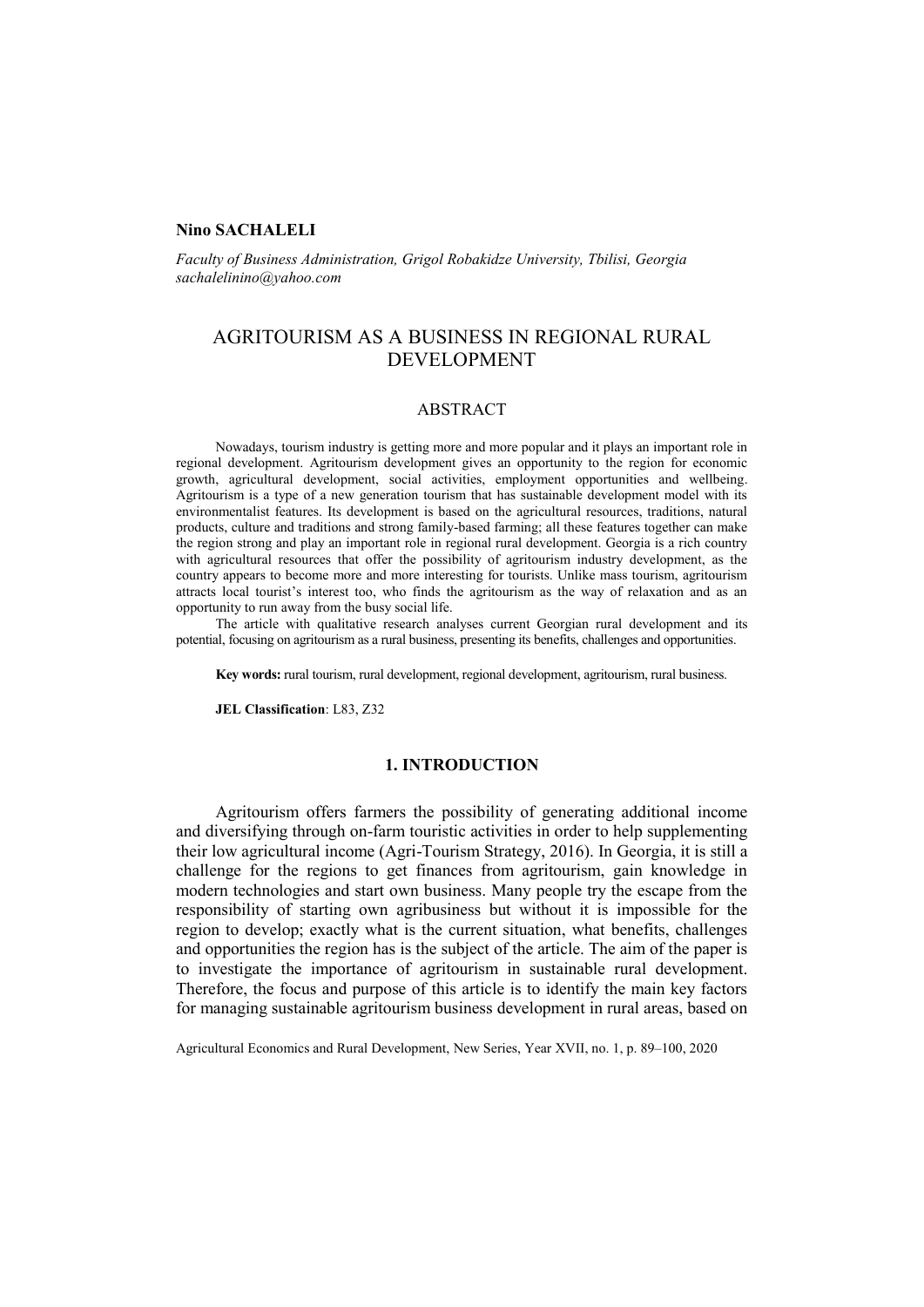**Nino SACHALELI**

*Faculty of Business Administration, Grigol Robakidze University, Tbilisi, Georgia*
*sachalelinino@yahoo.com*

# AGRITOURISM AS A BUSINESS IN REGIONAL RURAL DEVELOPMENT

## ABSTRACT

Nowadays, tourism industry is getting more and more popular and it plays an important role in regional development. Agritourism development gives an opportunity to the region for economic growth, agricultural development, social activities, employment opportunities and wellbeing. Agritourism is a type of a new generation tourism that has sustainable development model with its environmentalist features. Its development is based on the agricultural resources, traditions, natural products, culture and traditions and strong family-based farming; all these features together can make the region strong and play an important role in regional rural development. Georgia is a rich country with agricultural resources that offer the possibility of agritourism industry development, as the country appears to become more and more interesting for tourists. Unlike mass tourism, agritourism attracts local tourist's interest too, who finds the agritourism as the way of relaxation and as an opportunity to run away from the busy social life.

The article with qualitative research analyses current Georgian rural development and its potential, focusing on agritourism as a rural business, presenting its benefits, challenges and opportunities.

**Key words:** rural tourism, rural development, regional development, agritourism, rural business.

**JEL Classification**: L83, Z32

## 1. INTRODUCTION

Agritourism offers farmers the possibility of generating additional income and diversifying through on-farm touristic activities in order to help supplementing their low agricultural income (Agri-Tourism Strategy, 2016). In Georgia, it is still a challenge for the regions to get finances from agritourism, gain knowledge in modern technologies and start own business. Many people try the escape from the responsibility of starting own agribusiness but without it is impossible for the region to develop; exactly what is the current situation, what benefits, challenges and opportunities the region has is the subject of the article. The aim of the paper is to investigate the importance of agritourism in sustainable rural development. Therefore, the focus and purpose of this article is to identify the main key factors for managing sustainable agritourism business development in rural areas, based on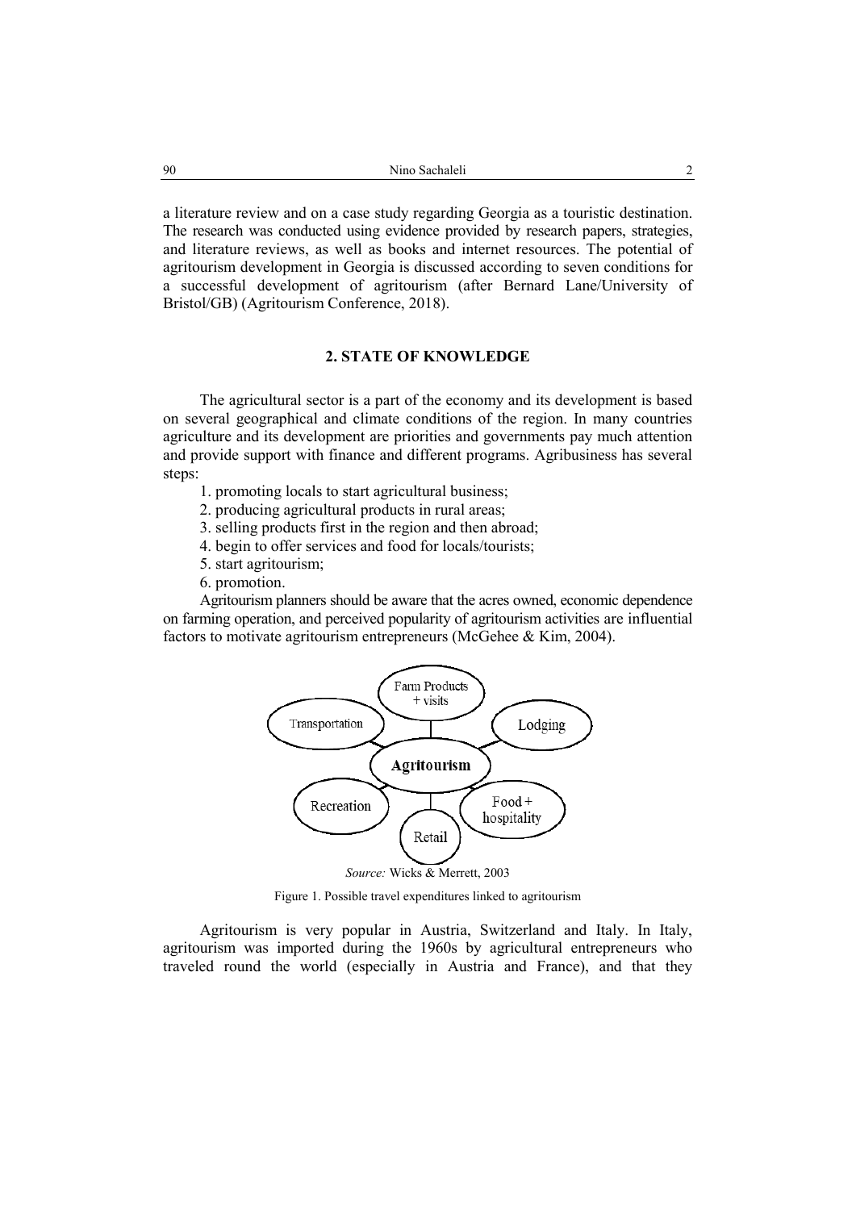a literature review and on a case study regarding Georgia as a touristic destination. The research was conducted using evidence provided by research papers, strategies, and literature reviews, as well as books and internet resources. The potential of agritourism development in Georgia is discussed according to seven conditions for a successful development of agritourism (after Bernard Lane/University of Bristol/GB) (Agritourism Conference, 2018).

## 2. STATE OF KNOWLEDGE

The agricultural sector is a part of the economy and its development is based on several geographical and climate conditions of the region. In many countries agriculture and its development are priorities and governments pay much attention and provide support with finance and different programs. Agribusiness has several steps:

1. promoting locals to start agricultural business;
2. producing agricultural products in rural areas;
3. selling products first in the region and then abroad;
4. begin to offer services and food for locals/tourists;
5. start agritourism;
6. promotion.

Agritourism planners should be aware that the acres owned, economic dependence on farming operation, and perceived popularity of agritourism activities are influential factors to motivate agritourism entrepreneurs (McGehee & Kim, 2004).

Farm Products + visits

Transportation

Lodging

**Agritourism**

Recreation

Food + hospitality

Retail

*Source:* Wicks & Merrett, 2003

Figure 1. Possible travel expenditures linked to agritourism

Agritourism is very popular in Austria, Switzerland and Italy. In Italy, agritourism was imported during the 1960s by agricultural entrepreneurs who traveled round the world (especially in Austria and France), and that they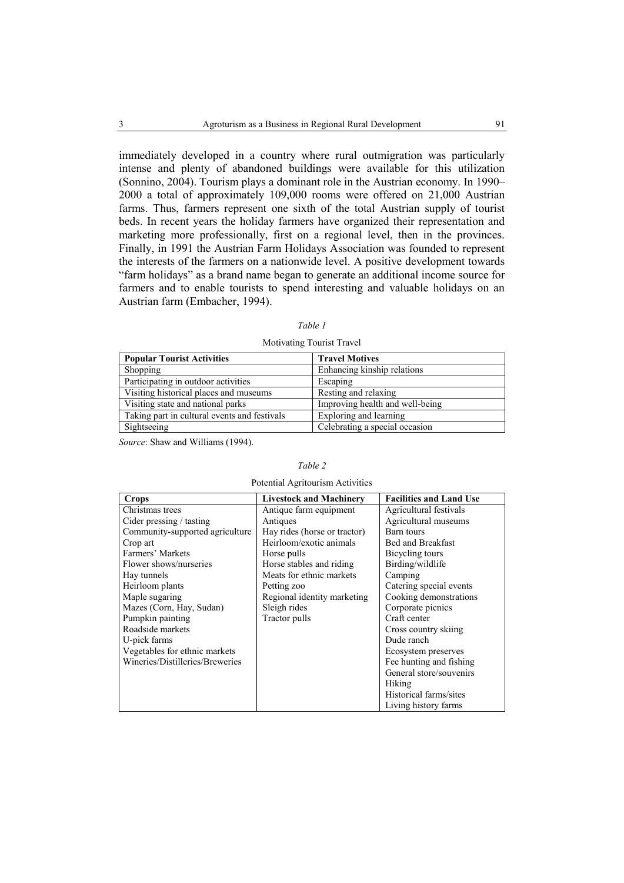immediately developed in a country where rural outmigration was particularly intense and plenty of abandoned buildings were available for this utilization (Sonnino, 2004). Tourism plays a dominant role in the Austrian economy. In 1990–2000 a total of approximately 109,000 rooms were offered on 21,000 Austrian farms. Thus, farmers represent one sixth of the total Austrian supply of tourist beds. In recent years the holiday farmers have organized their representation and marketing more professionally, first on a regional level, then in the provinces. Finally, in 1991 the Austrian Farm Holidays Association was founded to represent the interests of the farmers on a nationwide level. A positive development towards "farm holidays" as a brand name began to generate an additional income source for farmers and to enable tourists to spend interesting and valuable holidays on an Austrian farm (Embacher, 1994).

*Table 1*

Motivating Tourist Travel

| **Popular Tourist Activities** | **Travel Motives** |
|---|---|
| Shopping | Enhancing kinship relations |
| Participating in outdoor activities | Escaping |
| Visiting historical places and museums | Resting and relaxing |
| Visiting state and national parks | Improving health and well-being |
| Taking part in cultural events and festivals | Exploring and learning |
| Sightseeing | Celebrating a special occasion |

*Source*: Shaw and Williams (1994).

*Table 2*

Potential Agritourism Activities

| **Crops** | **Livestock and Machinery** | **Facilities and Land Use** |
|---|---|---|
| Christmas trees | Antique farm equipment | Agricultural festivals |
| Cider pressing / tasting | Antiques | Agricultural museums |
| Community-supported agriculture | Hay rides (horse or tractor) | Barn tours |
| Crop art | Heirloom/exotic animals | Bed and Breakfast |
| Farmers' Markets | Horse pulls | Bicycling tours |
| Flower shows/nurseries | Horse stables and riding | Birding/wildlife |
| Hay tunnels | Meats for ethnic markets | Camping |
| Heirloom plants | Petting zoo | Catering special events |
| Maple sugaring | Regional identity marketing | Cooking demonstrations |
| Mazes (Corn, Hay, Sudan) | Sleigh rides | Corporate picnics |
| Pumpkin painting | Tractor pulls | Craft center |
| Roadside markets | | Cross country skiing |
| U-pick farms | | Dude ranch |
| Vegetables for ethnic markets | | Ecosystem preserves |
| Wineries/Distilleries/Breweries | | Fee hunting and fishing |
| | | General store/souvenirs |
| | | Hiking |
| | | Historical farms/sites |
| | | Living history farms |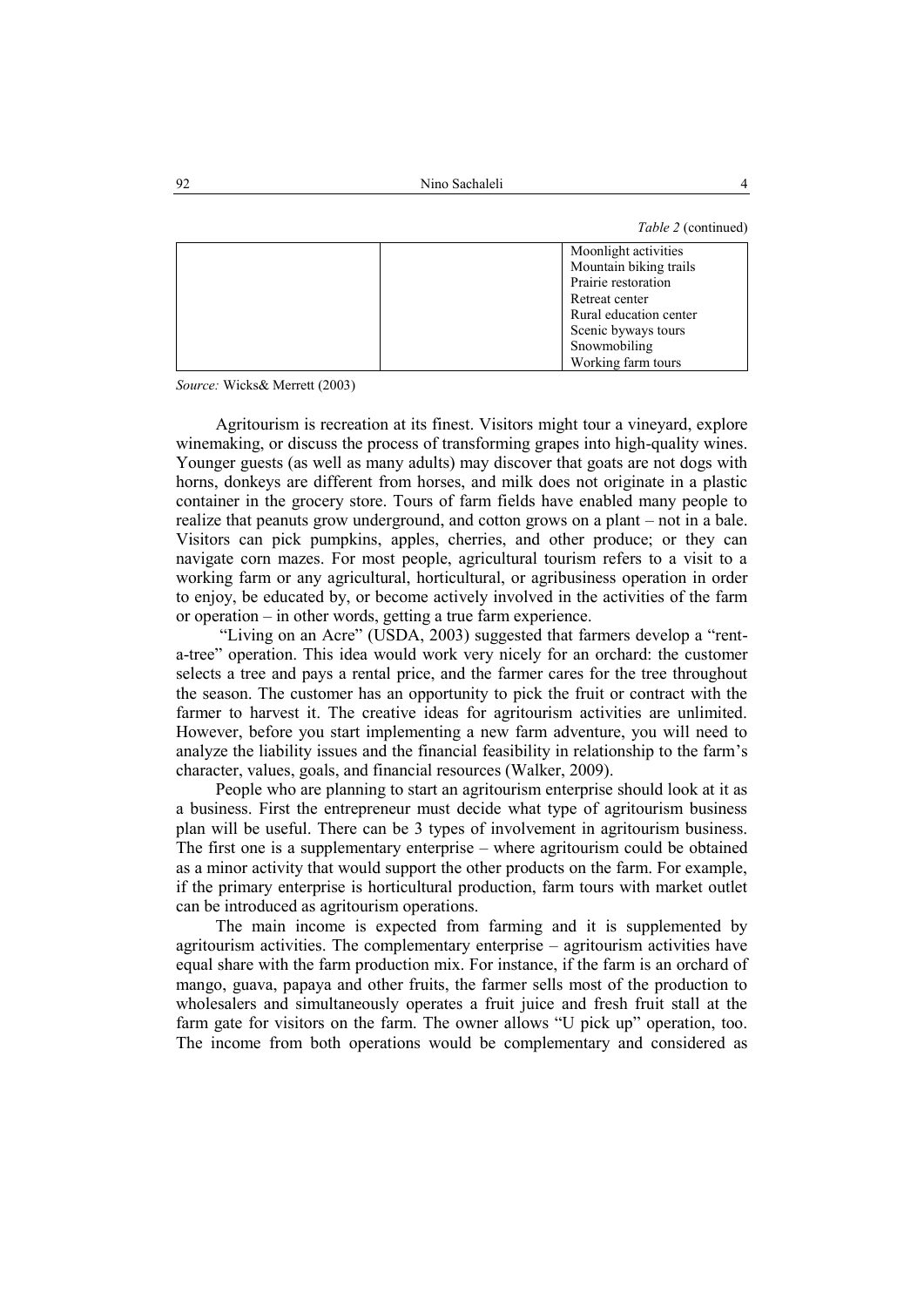*Table 2* (continued)

| | | |
|---|---|---|
| | | Moonlight activities<br>Mountain biking trails<br>Prairie restoration<br>Retreat center<br>Rural education center<br>Scenic byways tours<br>Snowmobiling<br>Working farm tours |

*Source:* Wicks& Merrett (2003)

Agritourism is recreation at its finest. Visitors might tour a vineyard, explore winemaking, or discuss the process of transforming grapes into high-quality wines. Younger guests (as well as many adults) may discover that goats are not dogs with horns, donkeys are different from horses, and milk does not originate in a plastic container in the grocery store. Tours of farm fields have enabled many people to realize that peanuts grow underground, and cotton grows on a plant – not in a bale. Visitors can pick pumpkins, apples, cherries, and other produce; or they can navigate corn mazes. For most people, agricultural tourism refers to a visit to a working farm or any agricultural, horticultural, or agribusiness operation in order to enjoy, be educated by, or become actively involved in the activities of the farm or operation – in other words, getting a true farm experience.

"Living on an Acre" (USDA, 2003) suggested that farmers develop a "rent-a-tree" operation. This idea would work very nicely for an orchard: the customer selects a tree and pays a rental price, and the farmer cares for the tree throughout the season. The customer has an opportunity to pick the fruit or contract with the farmer to harvest it. The creative ideas for agritourism activities are unlimited. However, before you start implementing a new farm adventure, you will need to analyze the liability issues and the financial feasibility in relationship to the farm's character, values, goals, and financial resources (Walker, 2009).

People who are planning to start an agritourism enterprise should look at it as a business. First the entrepreneur must decide what type of agritourism business plan will be useful. There can be 3 types of involvement in agritourism business. The first one is a supplementary enterprise – where agritourism could be obtained as a minor activity that would support the other products on the farm. For example, if the primary enterprise is horticultural production, farm tours with market outlet can be introduced as agritourism operations.

The main income is expected from farming and it is supplemented by agritourism activities. The complementary enterprise – agritourism activities have equal share with the farm production mix. For instance, if the farm is an orchard of mango, guava, papaya and other fruits, the farmer sells most of the production to wholesalers and simultaneously operates a fruit juice and fresh fruit stall at the farm gate for visitors on the farm. The owner allows "U pick up" operation, too. The income from both operations would be complementary and considered as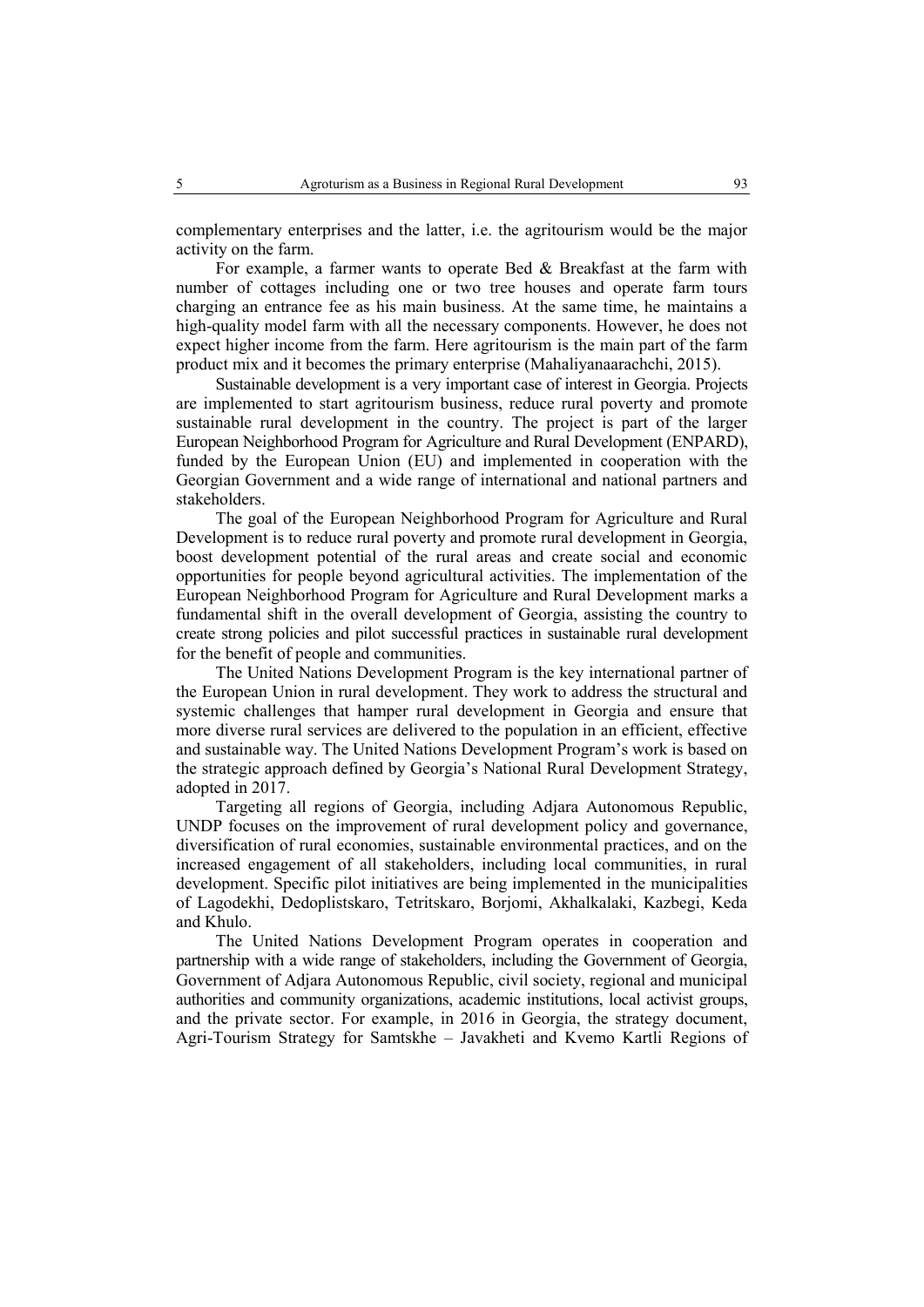complementary enterprises and the latter, i.e. the agritourism would be the major activity on the farm.

For example, a farmer wants to operate Bed & Breakfast at the farm with number of cottages including one or two tree houses and operate farm tours charging an entrance fee as his main business. At the same time, he maintains a high-quality model farm with all the necessary components. However, he does not expect higher income from the farm. Here agritourism is the main part of the farm product mix and it becomes the primary enterprise (Mahaliyanaarachchi, 2015).

Sustainable development is a very important case of interest in Georgia. Projects are implemented to start agritourism business, reduce rural poverty and promote sustainable rural development in the country. The project is part of the larger European Neighborhood Program for Agriculture and Rural Development (ENPARD), funded by the European Union (EU) and implemented in cooperation with the Georgian Government and a wide range of international and national partners and stakeholders.

The goal of the European Neighborhood Program for Agriculture and Rural Development is to reduce rural poverty and promote rural development in Georgia, boost development potential of the rural areas and create social and economic opportunities for people beyond agricultural activities. The implementation of the European Neighborhood Program for Agriculture and Rural Development marks a fundamental shift in the overall development of Georgia, assisting the country to create strong policies and pilot successful practices in sustainable rural development for the benefit of people and communities.

The United Nations Development Program is the key international partner of the European Union in rural development. They work to address the structural and systemic challenges that hamper rural development in Georgia and ensure that more diverse rural services are delivered to the population in an efficient, effective and sustainable way. The United Nations Development Program's work is based on the strategic approach defined by Georgia's National Rural Development Strategy, adopted in 2017.

Targeting all regions of Georgia, including Adjara Autonomous Republic, UNDP focuses on the improvement of rural development policy and governance, diversification of rural economies, sustainable environmental practices, and on the increased engagement of all stakeholders, including local communities, in rural development. Specific pilot initiatives are being implemented in the municipalities of Lagodekhi, Dedoplistskaro, Tetritskaro, Borjomi, Akhalkalaki, Kazbegi, Keda and Khulo.

The United Nations Development Program operates in cooperation and partnership with a wide range of stakeholders, including the Government of Georgia, Government of Adjara Autonomous Republic, civil society, regional and municipal authorities and community organizations, academic institutions, local activist groups, and the private sector. For example, in 2016 in Georgia, the strategy document, Agri-Tourism Strategy for Samtskhe – Javakheti and Kvemo Kartli Regions of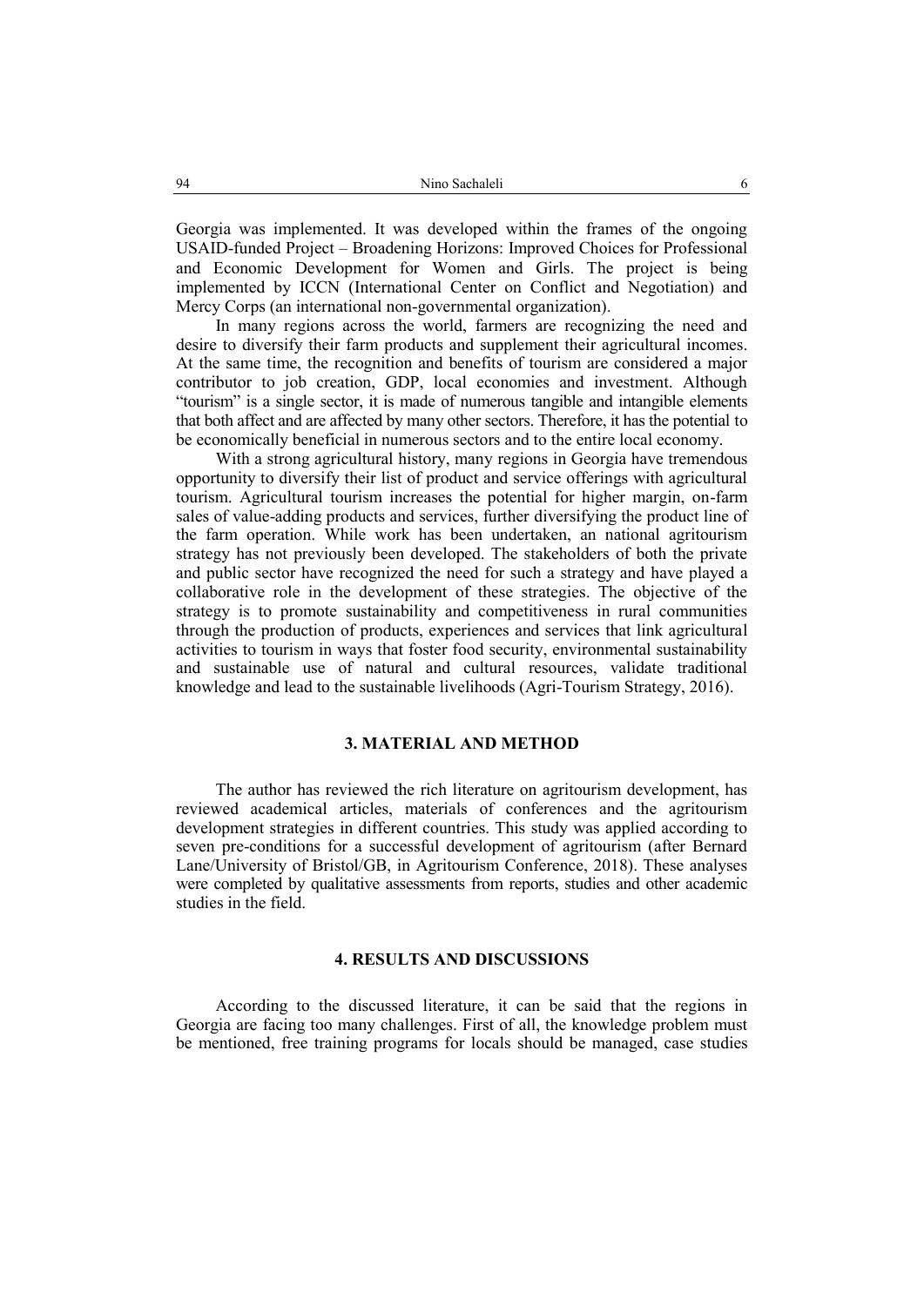Georgia was implemented. It was developed within the frames of the ongoing USAID-funded Project – Broadening Horizons: Improved Choices for Professional and Economic Development for Women and Girls. The project is being implemented by ICCN (International Center on Conflict and Negotiation) and Mercy Corps (an international non-governmental organization).

In many regions across the world, farmers are recognizing the need and desire to diversify their farm products and supplement their agricultural incomes. At the same time, the recognition and benefits of tourism are considered a major contributor to job creation, GDP, local economies and investment. Although "tourism" is a single sector, it is made of numerous tangible and intangible elements that both affect and are affected by many other sectors. Therefore, it has the potential to be economically beneficial in numerous sectors and to the entire local economy.

With a strong agricultural history, many regions in Georgia have tremendous opportunity to diversify their list of product and service offerings with agricultural tourism. Agricultural tourism increases the potential for higher margin, on-farm sales of value-adding products and services, further diversifying the product line of the farm operation. While work has been undertaken, an national agritourism strategy has not previously been developed. The stakeholders of both the private and public sector have recognized the need for such a strategy and have played a collaborative role in the development of these strategies. The objective of the strategy is to promote sustainability and competitiveness in rural communities through the production of products, experiences and services that link agricultural activities to tourism in ways that foster food security, environmental sustainability and sustainable use of natural and cultural resources, validate traditional knowledge and lead to the sustainable livelihoods (Agri-Tourism Strategy, 2016).

## 3. MATERIAL AND METHOD

The author has reviewed the rich literature on agritourism development, has reviewed academical articles, materials of conferences and the agritourism development strategies in different countries. This study was applied according to seven pre-conditions for a successful development of agritourism (after Bernard Lane/University of Bristol/GB, in Agritourism Conference, 2018). These analyses were completed by qualitative assessments from reports, studies and other academic studies in the field.

## 4. RESULTS AND DISCUSSIONS

According to the discussed literature, it can be said that the regions in Georgia are facing too many challenges. First of all, the knowledge problem must be mentioned, free training programs for locals should be managed, case studies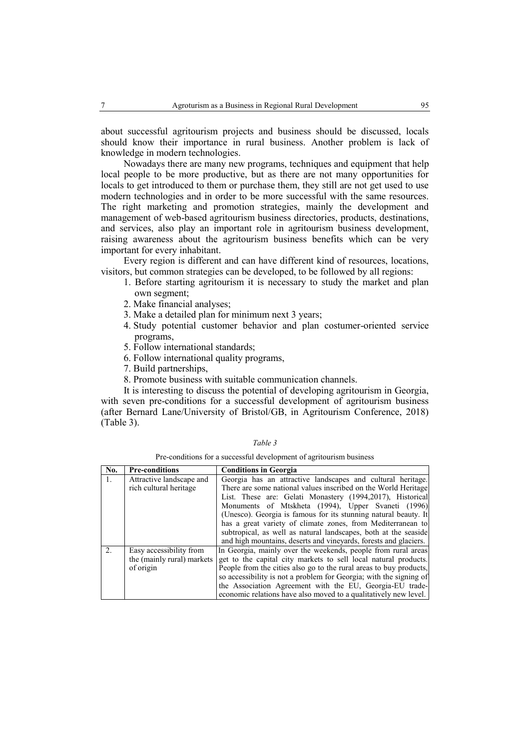about successful agritourism projects and business should be discussed, locals should know their importance in rural business. Another problem is lack of knowledge in modern technologies.

Nowadays there are many new programs, techniques and equipment that help local people to be more productive, but as there are not many opportunities for locals to get introduced to them or purchase them, they still are not get used to use modern technologies and in order to be more successful with the same resources. The right marketing and promotion strategies, mainly the development and management of web-based agritourism business directories, products, destinations, and services, also play an important role in agritourism business development, raising awareness about the agritourism business benefits which can be very important for every inhabitant.

Every region is different and can have different kind of resources, locations, visitors, but common strategies can be developed, to be followed by all regions:

1. Before starting agritourism it is necessary to study the market and plan own segment;
2. Make financial analyses;
3. Make a detailed plan for minimum next 3 years;
4. Study potential customer behavior and plan costumer-oriented service programs,
5. Follow international standards;
6. Follow international quality programs,
7. Build partnerships,
8. Promote business with suitable communication channels.

It is interesting to discuss the potential of developing agritourism in Georgia, with seven pre-conditions for a successful development of agritourism business (after Bernard Lane/University of Bristol/GB, in Agritourism Conference, 2018) (Table 3).

*Table 3*

Pre-conditions for a successful development of agritourism business

| No. | Pre-conditions | Conditions in Georgia |
|---|---|---|
| 1. | Attractive landscape and rich cultural heritage | Georgia has an attractive landscapes and cultural heritage. There are some national values inscribed on the World Heritage List. These are: Gelati Monastery (1994,2017), Historical Monuments of Mtskheta (1994), Upper Svaneti (1996) (Unesco). Georgia is famous for its stunning natural beauty. It has a great variety of climate zones, from Mediterranean to subtropical, as well as natural landscapes, both at the seaside and high mountains, deserts and vineyards, forests and glaciers. |
| 2. | Easy accessibility from the (mainly rural) markets of origin | In Georgia, mainly over the weekends, people from rural areas get to the capital city markets to sell local natural products. People from the cities also go to the rural areas to buy products, so accessibility is not a problem for Georgia; with the signing of the Association Agreement with the EU, Georgia-EU trade-economic relations have also moved to a qualitatively new level. |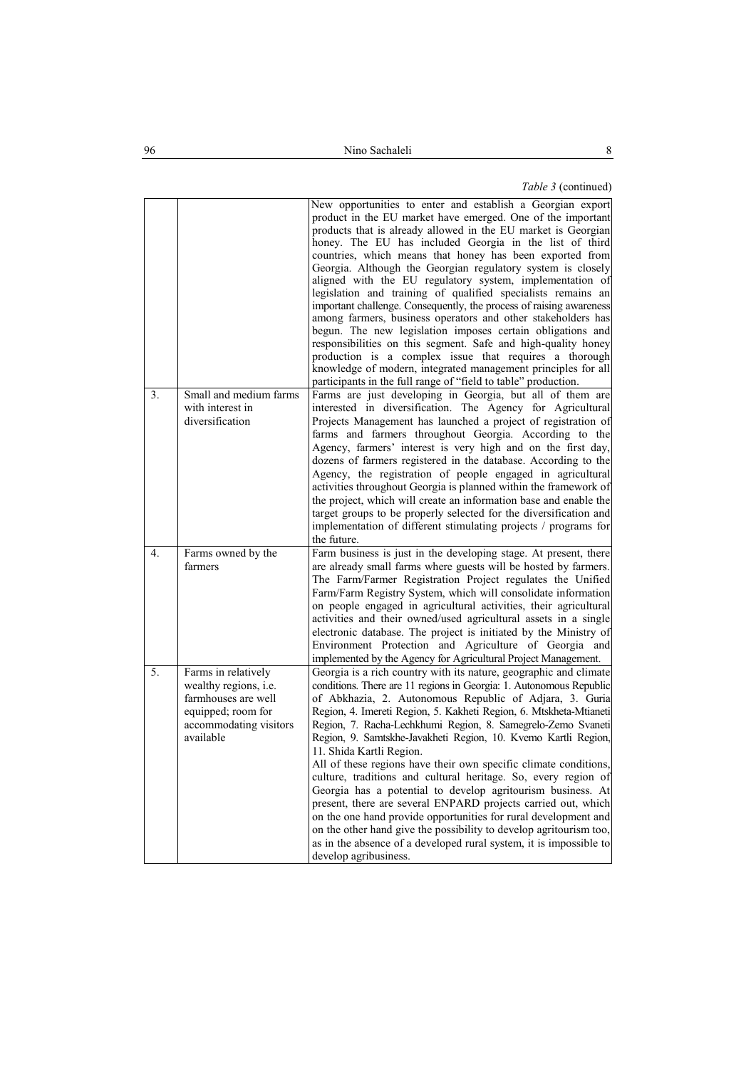*Table 3* (continued)

| | | |
|---|---|---|
| | | New opportunities to enter and establish a Georgian export product in the EU market have emerged. One of the important products that is already allowed in the EU market is Georgian honey. The EU has included Georgia in the list of third countries, which means that honey has been exported from Georgia. Although the Georgian regulatory system is closely aligned with the EU regulatory system, implementation of legislation and training of qualified specialists remains an important challenge. Consequently, the process of raising awareness among farmers, business operators and other stakeholders has begun. The new legislation imposes certain obligations and responsibilities on this segment. Safe and high-quality honey production is a complex issue that requires a thorough knowledge of modern, integrated management principles for all participants in the full range of "field to table" production. |
| 3. | Small and medium farms with interest in diversification | Farms are just developing in Georgia, but all of them are interested in diversification. The Agency for Agricultural Projects Management has launched a project of registration of farms and farmers throughout Georgia. According to the Agency, farmers' interest is very high and on the first day, dozens of farmers registered in the database. According to the Agency, the registration of people engaged in agricultural activities throughout Georgia is planned within the framework of the project, which will create an information base and enable the target groups to be properly selected for the diversification and implementation of different stimulating projects / programs for the future. |
| 4. | Farms owned by the farmers | Farm business is just in the developing stage. At present, there are already small farms where guests will be hosted by farmers. The Farm/Farmer Registration Project regulates the Unified Farm/Farm Registry System, which will consolidate information on people engaged in agricultural activities, their agricultural activities and their owned/used agricultural assets in a single electronic database. The project is initiated by the Ministry of Environment Protection and Agriculture of Georgia and implemented by the Agency for Agricultural Project Management. |
| 5. | Farms in relatively wealthy regions, i.e. farmhouses are well equipped; room for accommodating visitors available | Georgia is a rich country with its nature, geographic and climate conditions. There are 11 regions in Georgia: 1. Autonomous Republic of Abkhazia, 2. Autonomous Republic of Adjara, 3. Guria Region, 4. Imereti Region, 5. Kakheti Region, 6. Mtskheta-Mtianeti Region, 7. Racha-Lechkhumi Region, 8. Samegrelo-Zemo Svaneti Region, 9. Samtskhe-Javakheti Region, 10. Kvemo Kartli Region, 11. Shida Kartli Region.<br>All of these regions have their own specific climate conditions, culture, traditions and cultural heritage. So, every region of Georgia has a potential to develop agritourism business. At present, there are several ENPARD projects carried out, which on the one hand provide opportunities for rural development and on the other hand give the possibility to develop agritourism too, as in the absence of a developed rural system, it is impossible to develop agribusiness. |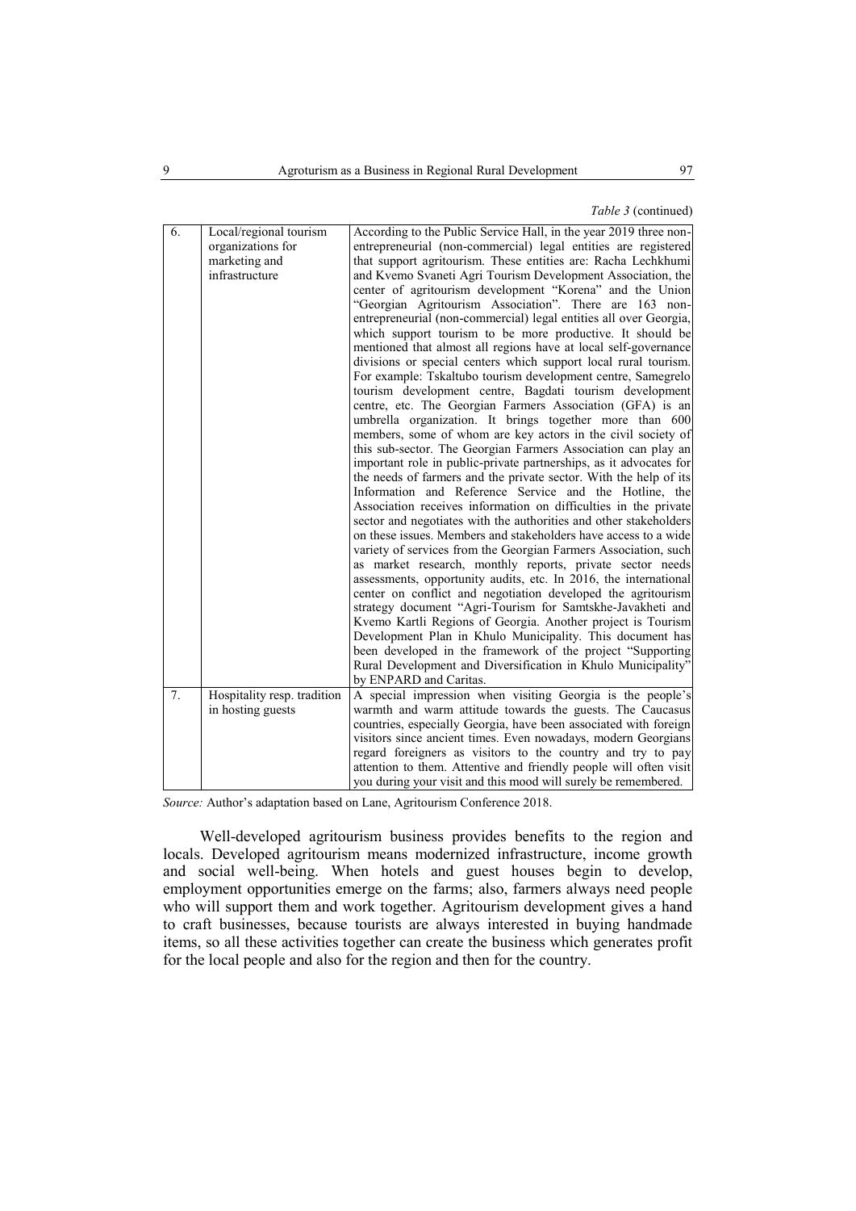*Table 3* (continued)

| | | |
|---|---|---|
| 6. | Local/regional tourism organizations for marketing and infrastructure | According to the Public Service Hall, in the year 2019 three non-entrepreneurial (non-commercial) legal entities are registered that support agritourism. These entities are: Racha Lechkhumi and Kvemo Svaneti Agri Tourism Development Association, the center of agritourism development "Korena" and the Union "Georgian Agritourism Association". There are 163 non-entrepreneurial (non-commercial) legal entities all over Georgia, which support tourism to be more productive. It should be mentioned that almost all regions have at local self-governance divisions or special centers which support local rural tourism. For example: Tskaltubo tourism development centre, Samegrelo tourism development centre, Bagdati tourism development centre, etc. The Georgian Farmers Association (GFA) is an umbrella organization. It brings together more than 600 members, some of whom are key actors in the civil society of this sub-sector. The Georgian Farmers Association can play an important role in public-private partnerships, as it advocates for the needs of farmers and the private sector. With the help of its Information and Reference Service and the Hotline, the Association receives information on difficulties in the private sector and negotiates with the authorities and other stakeholders on these issues. Members and stakeholders have access to a wide variety of services from the Georgian Farmers Association, such as market research, monthly reports, private sector needs assessments, opportunity audits, etc. In 2016, the international center on conflict and negotiation developed the agritourism strategy document "Agri-Tourism for Samtskhe-Javakheti and Kvemo Kartli Regions of Georgia. Another project is Tourism Development Plan in Khulo Municipality. This document has been developed in the framework of the project "Supporting Rural Development and Diversification in Khulo Municipality" by ENPARD and Caritas. |
| 7. | Hospitality resp. tradition in hosting guests | A special impression when visiting Georgia is the people's warmth and warm attitude towards the guests. The Caucasus countries, especially Georgia, have been associated with foreign visitors since ancient times. Even nowadays, modern Georgians regard foreigners as visitors to the country and try to pay attention to them. Attentive and friendly people will often visit you during your visit and this mood will surely be remembered. |

*Source:* Author's adaptation based on Lane, Agritourism Conference 2018.

Well-developed agritourism business provides benefits to the region and locals. Developed agritourism means modernized infrastructure, income growth and social well-being. When hotels and guest houses begin to develop, employment opportunities emerge on the farms; also, farmers always need people who will support them and work together. Agritourism development gives a hand to craft businesses, because tourists are always interested in buying handmade items, so all these activities together can create the business which generates profit for the local people and also for the region and then for the country.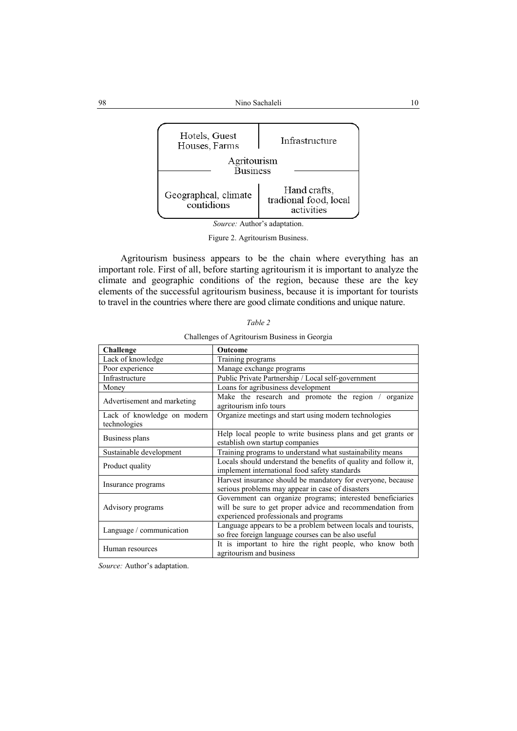| Hotels, Guest Houses, Farms | Infrastructure |
|---|---|
| Agritourism Business | |
| Geographcal, climate contidions | Hand crafts, tradional food, local activities |

*Source:* Author's adaptation.

Figure 2. Agritourism Business.

Agritourism business appears to be the chain where everything has an important role. First of all, before starting agritourism it is important to analyze the climate and geographic conditions of the region, because these are the key elements of the successful agritourism business, because it is important for tourists to travel in the countries where there are good climate conditions and unique nature.

*Table 2*

Challenges of Agritourism Business in Georgia

| **Challenge** | **Outcome** |
|---|---|
| Lack of knowledge | Training programs |
| Poor experience | Manage exchange programs |
| Infrastructure | Public Private Partnership / Local self-government |
| Money | Loans for agribusiness development |
| Advertisement and marketing | Make the research and promote the region / organize agritourism info tours |
| Lack of knowledge on modern technologies | Organize meetings and start using modern technologies |
| Business plans | Help local people to write business plans and get grants or establish own startup companies |
| Sustainable development | Training programs to understand what sustainability means |
| Product quality | Locals should understand the benefits of quality and follow it, implement international food safety standards |
| Insurance programs | Harvest insurance should be mandatory for everyone, because serious problems may appear in case of disasters |
| Advisory programs | Government can organize programs; interested beneficiaries will be sure to get proper advice and recommendation from experienced professionals and programs |
| Language / communication | Language appears to be a problem between locals and tourists, so free foreign language courses can be also useful |
| Human resources | It is important to hire the right people, who know both agritourism and business |

*Source:* Author's adaptation.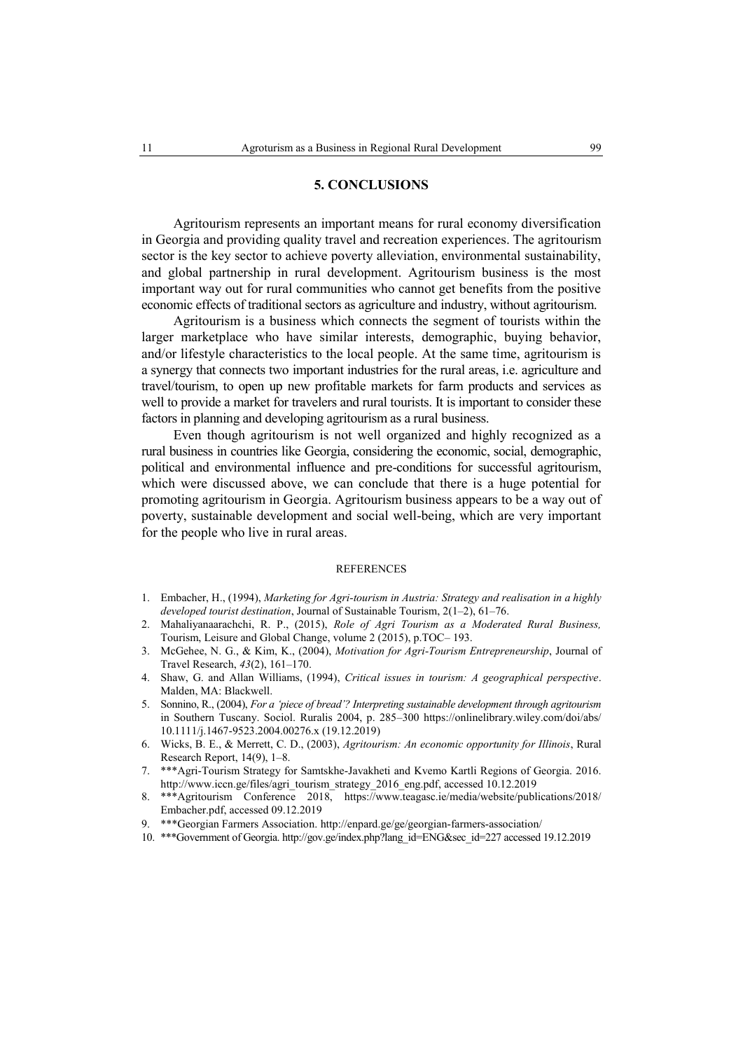## 5. CONCLUSIONS

Agritourism represents an important means for rural economy diversification in Georgia and providing quality travel and recreation experiences. The agritourism sector is the key sector to achieve poverty alleviation, environmental sustainability, and global partnership in rural development. Agritourism business is the most important way out for rural communities who cannot get benefits from the positive economic effects of traditional sectors as agriculture and industry, without agritourism.

Agritourism is a business which connects the segment of tourists within the larger marketplace who have similar interests, demographic, buying behavior, and/or lifestyle characteristics to the local people. At the same time, agritourism is a synergy that connects two important industries for the rural areas, i.e. agriculture and travel/tourism, to open up new profitable markets for farm products and services as well to provide a market for travelers and rural tourists. It is important to consider these factors in planning and developing agritourism as a rural business.

Even though agritourism is not well organized and highly recognized as a rural business in countries like Georgia, considering the economic, social, demographic, political and environmental influence and pre-conditions for successful agritourism, which were discussed above, we can conclude that there is a huge potential for promoting agritourism in Georgia. Agritourism business appears to be a way out of poverty, sustainable development and social well-being, which are very important for the people who live in rural areas.

### REFERENCES

1. Embacher, H., (1994), *Marketing for Agri-tourism in Austria: Strategy and realisation in a highly developed tourist destination*, Journal of Sustainable Tourism, 2(1–2), 61–76.
2. Mahaliyanaarachchi, R. P., (2015), *Role of Agri Tourism as a Moderated Rural Business,* Tourism, Leisure and Global Change, volume 2 (2015), p.TOC– 193.
3. McGehee, N. G., & Kim, K., (2004), *Motivation for Agri-Tourism Entrepreneurship*, Journal of Travel Research, *43*(2), 161–170.
4. Shaw, G. and Allan Williams, (1994), *Critical issues in tourism: A geographical perspective*. Malden, MA: Blackwell.
5. Sonnino, R., (2004), *For a 'piece of bread'? Interpreting sustainable development through agritourism* in Southern Tuscany. Sociol. Ruralis 2004, p. 285–300 https://onlinelibrary.wiley.com/doi/abs/10.1111/j.1467-9523.2004.00276.x (19.12.2019)
6. Wicks, B. E., & Merrett, C. D., (2003), *Agritourism: An economic opportunity for Illinois*, Rural Research Report, 14(9), 1–8.
7. ***Agri-Tourism Strategy for Samtskhe-Javakheti and Kvemo Kartli Regions of Georgia. 2016. http://www.iccn.ge/files/agri_tourism_strategy_2016_eng.pdf, accessed 10.12.2019
8. ***Agritourism Conference 2018, https://www.teagasc.ie/media/website/publications/2018/Embacher.pdf, accessed 09.12.2019
9. ***Georgian Farmers Association. http://enpard.ge/ge/georgian-farmers-association/
10. ***Government of Georgia. http://gov.ge/index.php?lang_id=ENG&sec_id=227 accessed 19.12.2019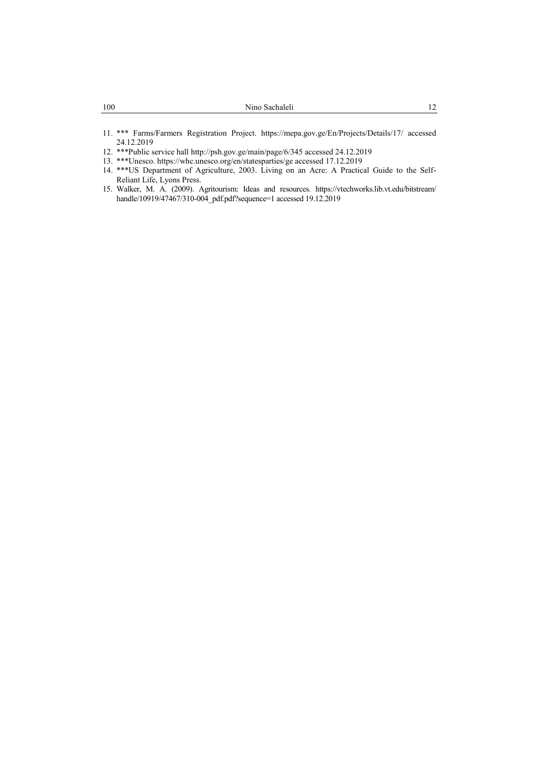11. *** Farms/Farmers Registration Project. https://mepa.gov.ge/En/Projects/Details/17/ accessed 24.12.2019
12. ***Public service hall http://psh.gov.ge/main/page/6/345 accessed 24.12.2019
13. ***Unesco. https://whc.unesco.org/en/statesparties/ge accessed 17.12.2019
14. ***US Department of Agriculture, 2003. Living on an Acre: A Practical Guide to the Self-Reliant Life, Lyons Press.
15. Walker, M. A. (2009). Agritourism: Ideas and resources. https://vtechworks.lib.vt.edu/bitstream/handle/10919/47467/310-004_pdf.pdf?sequence=1 accessed 19.12.2019